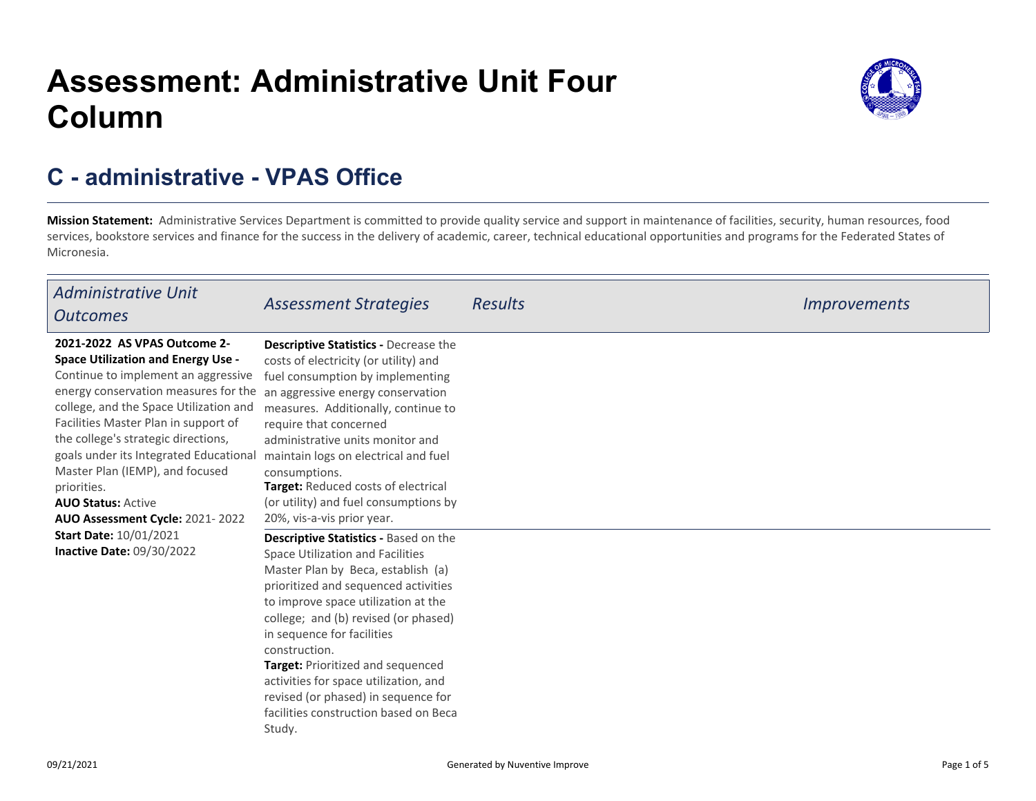# Assessment: Administrative Unit Four Column

## C - administrative - VPAS Office

**Mission Statement:** Administrative Services Department is committed to provide quality service and support in maintenance of facilities, security, human resources, food services, bookstore services and finance for the success in the delivery of academic, career, technical educational opportunities and programs for the Federated States of Micronesia.

| *Administrative Unit Outcomes* | *Assessment Strategies* | *Results* | *Improvements* |
|---|---|---|---|
| **2021-2022 AS VPAS Outcome 2- Space Utilization and Energy Use -** Continue to implement an aggressive energy conservation measures for the college, and the Space Utilization and Facilities Master Plan in support of the college's strategic directions, goals under its Integrated Educational Master Plan (IEMP), and focused priorities.<br>**AUO Status:** Active<br>**AUO Assessment Cycle:** 2021- 2022<br>**Start Date:** 10/01/2021<br>**Inactive Date:** 09/30/2022 | **Descriptive Statistics -** Decrease the costs of electricity (or utility) and fuel consumption by implementing an aggressive energy conservation measures. Additionally, continue to require that concerned administrative units monitor and maintain logs on electrical and fuel consumptions.<br>**Target:** Reduced costs of electrical (or utility) and fuel consumptions by 20%, vis-a-vis prior year. | | |
| | **Descriptive Statistics -** Based on the Space Utilization and Facilities Master Plan by Beca, establish (a) prioritized and sequenced activities to improve space utilization at the college; and (b) revised (or phased) in sequence for facilities construction.<br>**Target:** Prioritized and sequenced activities for space utilization, and revised (or phased) in sequence for facilities construction based on Beca Study. | | |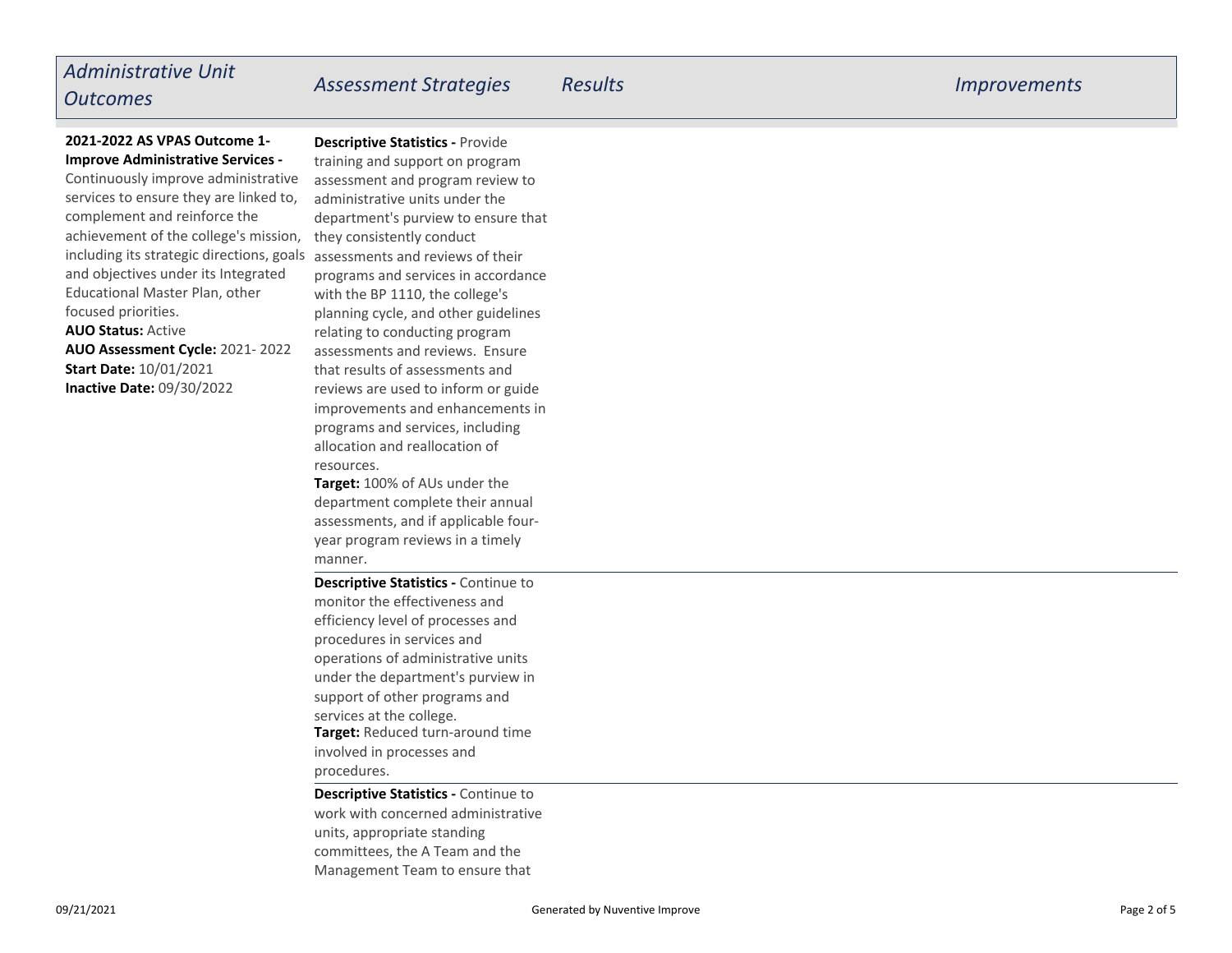| Administrative Unit Outcomes | Assessment Strategies | Results | Improvements |
| --- | --- | --- | --- |
| **2021-2022 AS VPAS Outcome 1- Improve Administrative Services -** Continuously improve administrative services to ensure they are linked to, complement and reinforce the achievement of the college's mission, including its strategic directions, goals and objectives under its Integrated Educational Master Plan, other focused priorities.<br>**AUO Status:** Active<br>**AUO Assessment Cycle:** 2021- 2022<br>**Start Date:** 10/01/2021<br>**Inactive Date:** 09/30/2022 | **Descriptive Statistics -** Provide training and support on program assessment and program review to administrative units under the department's purview to ensure that they consistently conduct assessments and reviews of their programs and services in accordance with the BP 1110, the college's planning cycle, and other guidelines relating to conducting program assessments and reviews. Ensure that results of assessments and reviews are used to inform or guide improvements and enhancements in programs and services, including allocation and reallocation of resources.<br>**Target:** 100% of AUs under the department complete their annual assessments, and if applicable four-year program reviews in a timely manner. | | |
| | **Descriptive Statistics -** Continue to monitor the effectiveness and efficiency level of processes and procedures in services and operations of administrative units under the department's purview in support of other programs and services at the college.<br>**Target:** Reduced turn-around time involved in processes and procedures. | | |
| | **Descriptive Statistics -** Continue to work with concerned administrative units, appropriate standing committees, the A Team and the Management Team to ensure that | | |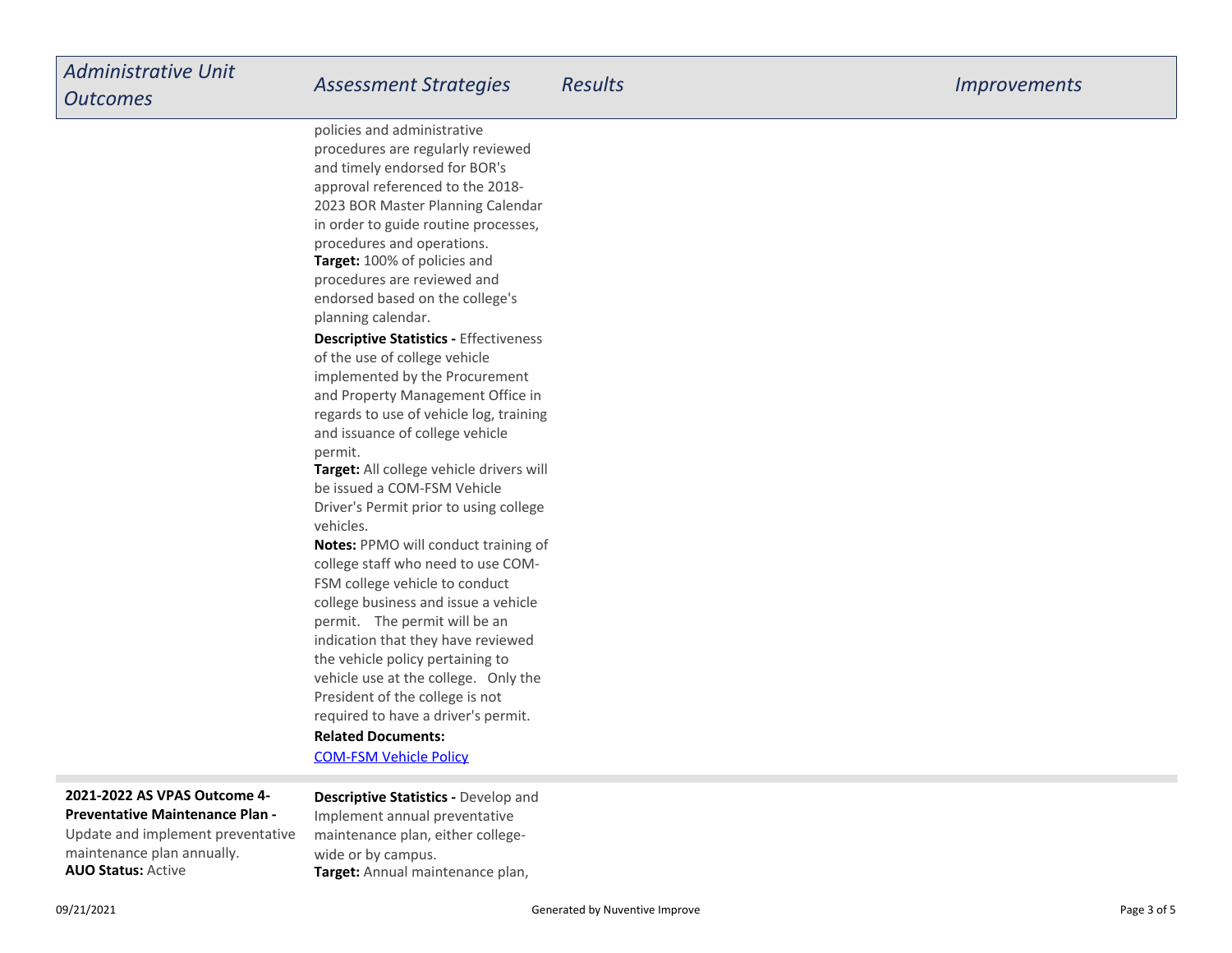| Administrative Unit Outcomes | Assessment Strategies | Results | Improvements |
| --- | --- | --- | --- |
| | policies and administrative procedures are regularly reviewed and timely endorsed for BOR's approval referenced to the 2018-2023 BOR Master Planning Calendar in order to guide routine processes, procedures and operations.<br>**Target:** 100% of policies and procedures are reviewed and endorsed based on the college's planning calendar.<br><br>**Descriptive Statistics -** Effectiveness of the use of college vehicle implemented by the Procurement and Property Management Office in regards to use of vehicle log, training and issuance of college vehicle permit.<br>**Target:** All college vehicle drivers will be issued a COM-FSM Vehicle Driver's Permit prior to using college vehicles.<br>**Notes:** PPMO will conduct training of college staff who need to use COM-FSM college vehicle to conduct college business and issue a vehicle permit. The permit will be an indication that they have reviewed the vehicle policy pertaining to vehicle use at the college. Only the President of the college is not required to have a driver's permit.<br>**Related Documents:**<br>COM-FSM Vehicle Policy | | |
| **2021-2022 AS VPAS Outcome 4- Preventative Maintenance Plan -** Update and implement preventative maintenance plan annually.<br>**AUO Status:** Active | **Descriptive Statistics -** Develop and Implement annual preventative maintenance plan, either college-wide or by campus.<br>**Target:** Annual maintenance plan, | | |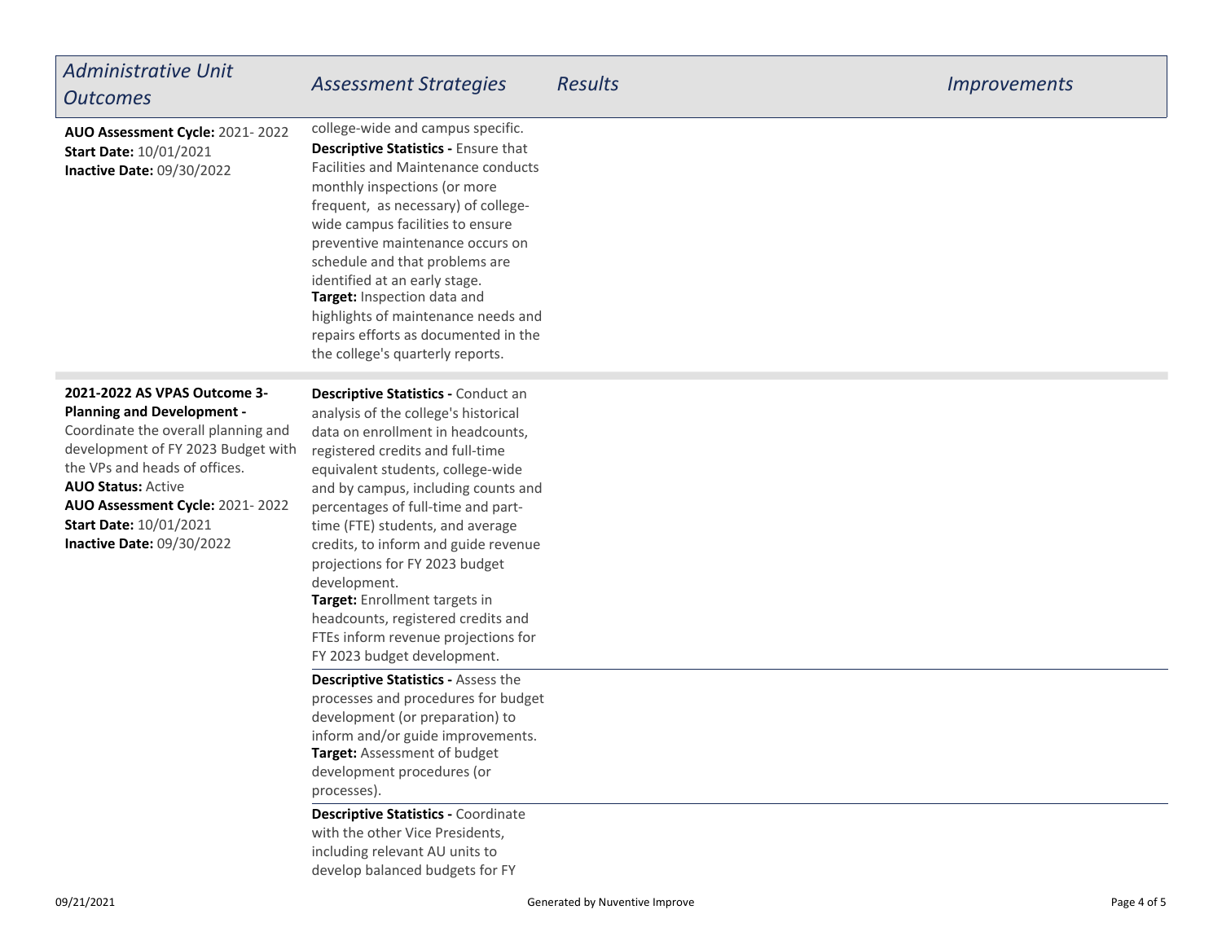| Administrative Unit Outcomes | Assessment Strategies | Results | Improvements |
|---|---|---|---|
| **AUO Assessment Cycle:** 2021- 2022<br>**Start Date:** 10/01/2021<br>**Inactive Date:** 09/30/2022 | college-wide and campus specific.<br>**Descriptive Statistics -** Ensure that Facilities and Maintenance conducts monthly inspections (or more frequent, as necessary) of college-wide campus facilities to ensure preventive maintenance occurs on schedule and that problems are identified at an early stage.<br>**Target:** Inspection data and highlights of maintenance needs and repairs efforts as documented in the the college's quarterly reports. | | |
| **2021-2022 AS VPAS Outcome 3- Planning and Development -** Coordinate the overall planning and development of FY 2023 Budget with the VPs and heads of offices.<br>**AUO Status:** Active<br>**AUO Assessment Cycle:** 2021- 2022<br>**Start Date:** 10/01/2021<br>**Inactive Date:** 09/30/2022 | **Descriptive Statistics -** Conduct an analysis of the college's historical data on enrollment in headcounts, registered credits and full-time equivalent students, college-wide and by campus, including counts and percentages of full-time and part-time (FTE) students, and average credits, to inform and guide revenue projections for FY 2023 budget development.<br>**Target:** Enrollment targets in headcounts, registered credits and FTEs inform revenue projections for FY 2023 budget development. | | |
| | **Descriptive Statistics -** Assess the processes and procedures for budget development (or preparation) to inform and/or guide improvements.<br>**Target:** Assessment of budget development procedures (or processes). | | |
| | **Descriptive Statistics -** Coordinate with the other Vice Presidents, including relevant AU units to develop balanced budgets for FY | | |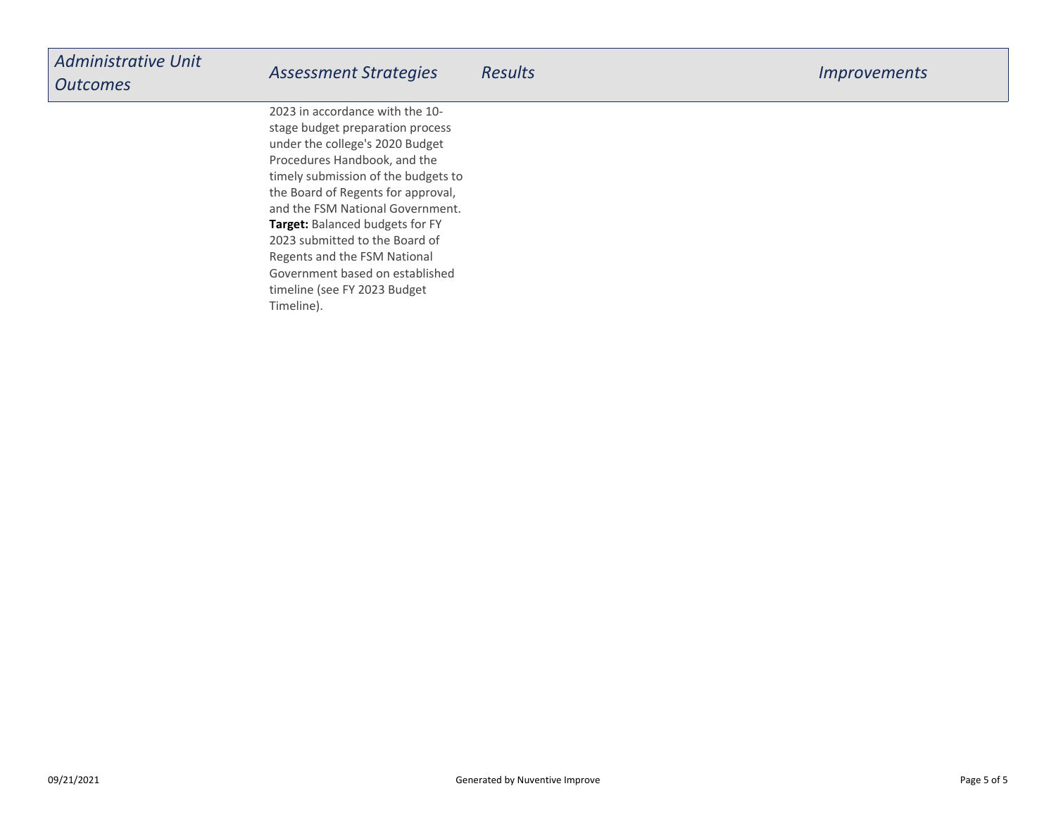| Administrative Unit Outcomes | Assessment Strategies | Results | Improvements |
| --- | --- | --- | --- |
| | 2023 in accordance with the 10-stage budget preparation process under the college's 2020 Budget Procedures Handbook, and the timely submission of the budgets to the Board of Regents for approval, and the FSM National Government. **Target:** Balanced budgets for FY 2023 submitted to the Board of Regents and the FSM National Government based on established timeline (see FY 2023 Budget Timeline). | | |